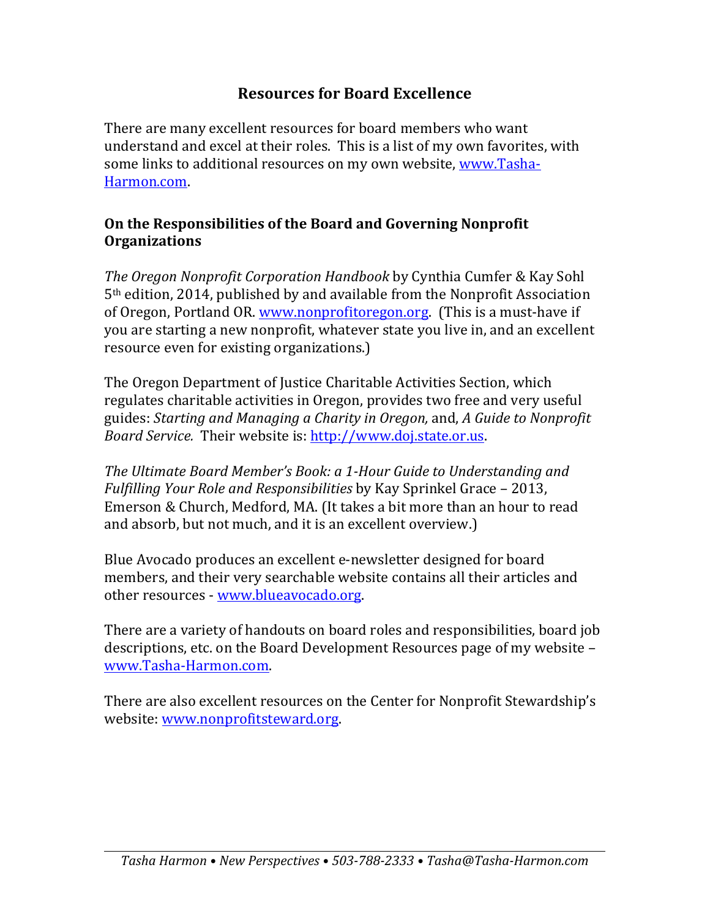# Resources for Board Excellence

There are many excellent resources for board members who want understand and excel at their roles. This is a list of my own favorites, with some links to additional resources on my own website, [www.Tasha-Harmon.com](http://www.Tasha-Harmon.com).

## On the Responsibilities of the Board and Governing Nonprofit Organizations

*The Oregon Nonprofit Corporation Handbook* by Cynthia Cumfer & Kay Sohl 5th edition, 2014, published by and available from the Nonprofit Association of Oregon, Portland OR. [www.nonprofitoregon.org](http://www.nonprofitoregon.org). (This is a must-have if you are starting a new nonprofit, whatever state you live in, and an excellent resource even for existing organizations.)

The Oregon Department of Justice Charitable Activities Section, which regulates charitable activities in Oregon, provides two free and very useful guides: *Starting and Managing a Charity in Oregon,* and, *A Guide to Nonprofit Board Service.* Their website is: [http://www.doj.state.or.us](http://www.doj.state.or.us).

*The Ultimate Board Member's Book: a 1-Hour Guide to Understanding and Fulfilling Your Role and Responsibilities* by Kay Sprinkel Grace – 2013, Emerson & Church, Medford, MA. (It takes a bit more than an hour to read and absorb, but not much, and it is an excellent overview.)

Blue Avocado produces an excellent e-newsletter designed for board members, and their very searchable website contains all their articles and other resources - [www.blueavocado.org](http://www.blueavocado.org).

There are a variety of handouts on board roles and responsibilities, board job descriptions, etc. on the Board Development Resources page of my website – [www.Tasha-Harmon.com](http://www.Tasha-Harmon.com).

There are also excellent resources on the Center for Nonprofit Stewardship's website: [www.nonprofitsteward.org](http://www.nonprofitsteward.org).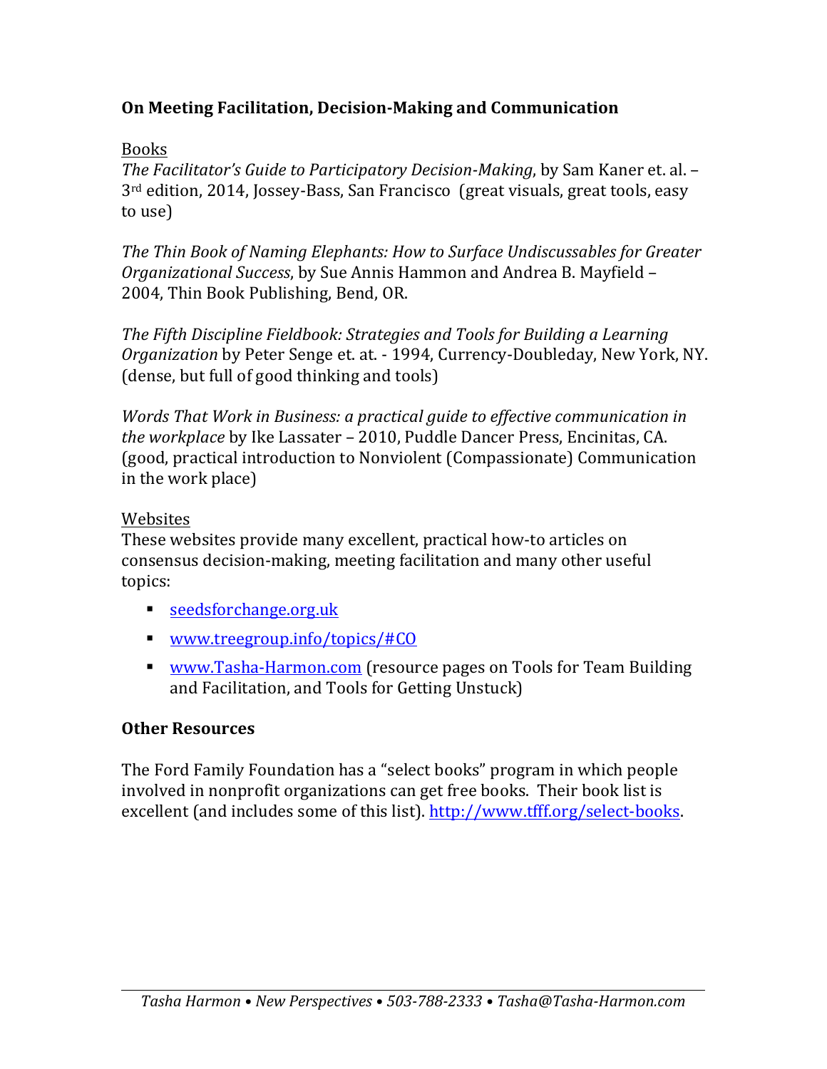**On Meeting Facilitation, Decision-Making and Communication**

Books

*The Facilitator's Guide to Participatory Decision-Making*, by Sam Kaner et. al. – 3rd edition, 2014, Jossey-Bass, San Francisco (great visuals, great tools, easy to use)

*The Thin Book of Naming Elephants: How to Surface Undiscussables for Greater Organizational Success*, by Sue Annis Hammon and Andrea B. Mayfield – 2004, Thin Book Publishing, Bend, OR.

*The Fifth Discipline Fieldbook: Strategies and Tools for Building a Learning Organization* by Peter Senge et. at. - 1994, Currency-Doubleday, New York, NY. (dense, but full of good thinking and tools)

*Words That Work in Business: a practical guide to effective communication in the workplace* by Ike Lassater – 2010, Puddle Dancer Press, Encinitas, CA. (good, practical introduction to Nonviolent (Compassionate) Communication in the work place)

Websites

These websites provide many excellent, practical how-to articles on consensus decision-making, meeting facilitation and many other useful topics:

- seedsforchange.org.uk
- www.treegroup.info/topics/#CO
- www.Tasha-Harmon.com (resource pages on Tools for Team Building and Facilitation, and Tools for Getting Unstuck)

**Other Resources**

The Ford Family Foundation has a "select books" program in which people involved in nonprofit organizations can get free books. Their book list is excellent (and includes some of this list). http://www.tfff.org/select-books.